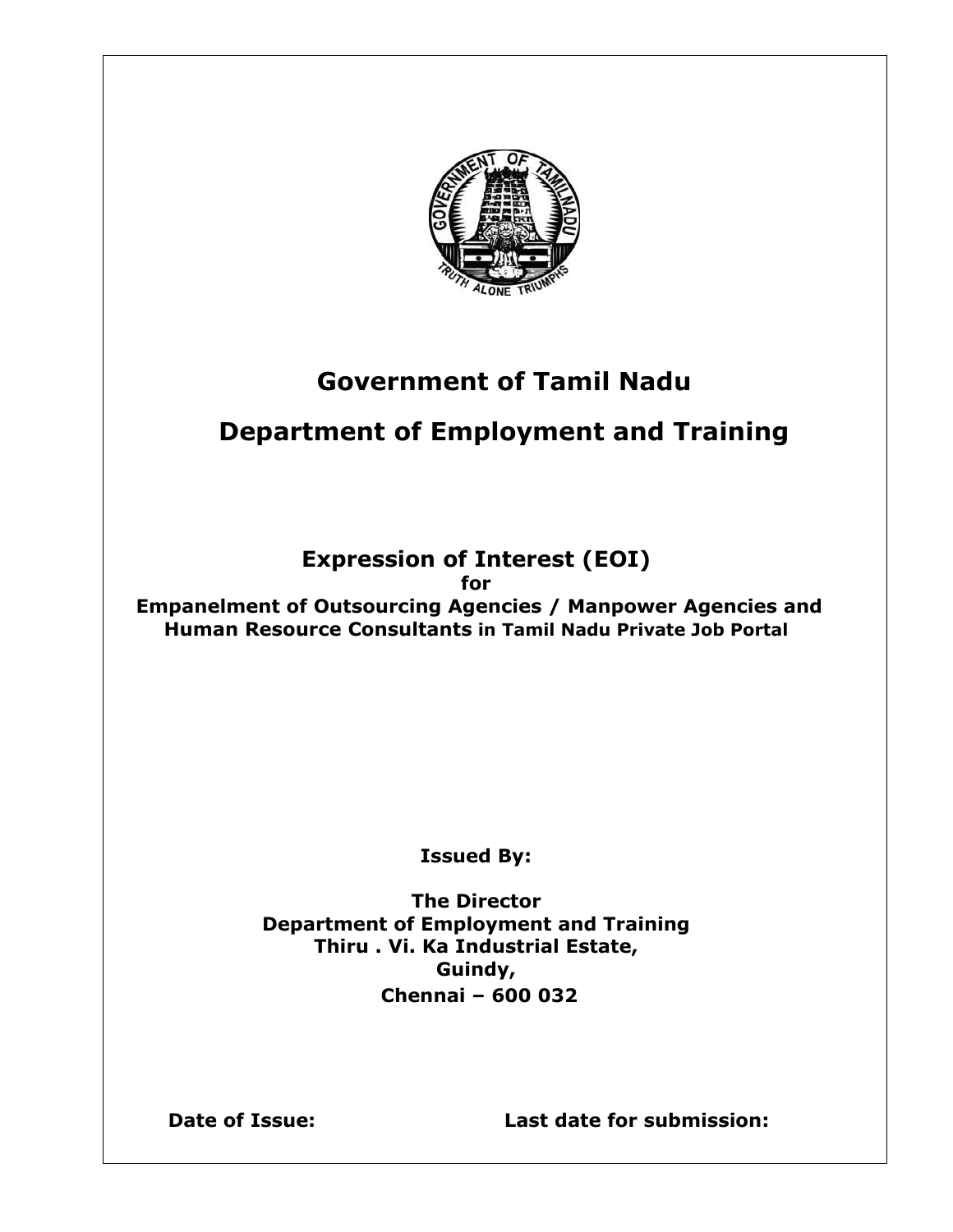# Government of Tamil Nadu

# Department of Employment and Training

## Expression of Interest (EOI)

**for**

**Empanelment of Outsourcing Agencies / Manpower Agencies and Human Resource Consultants in Tamil Nadu Private Job Portal**

**Issued By:**

**The Director**
**Department of Employment and Training**
**Thiru . Vi. Ka Industrial Estate,**
**Guindy,**
**Chennai – 600 032**

**Date of Issue:** **Last date for submission:**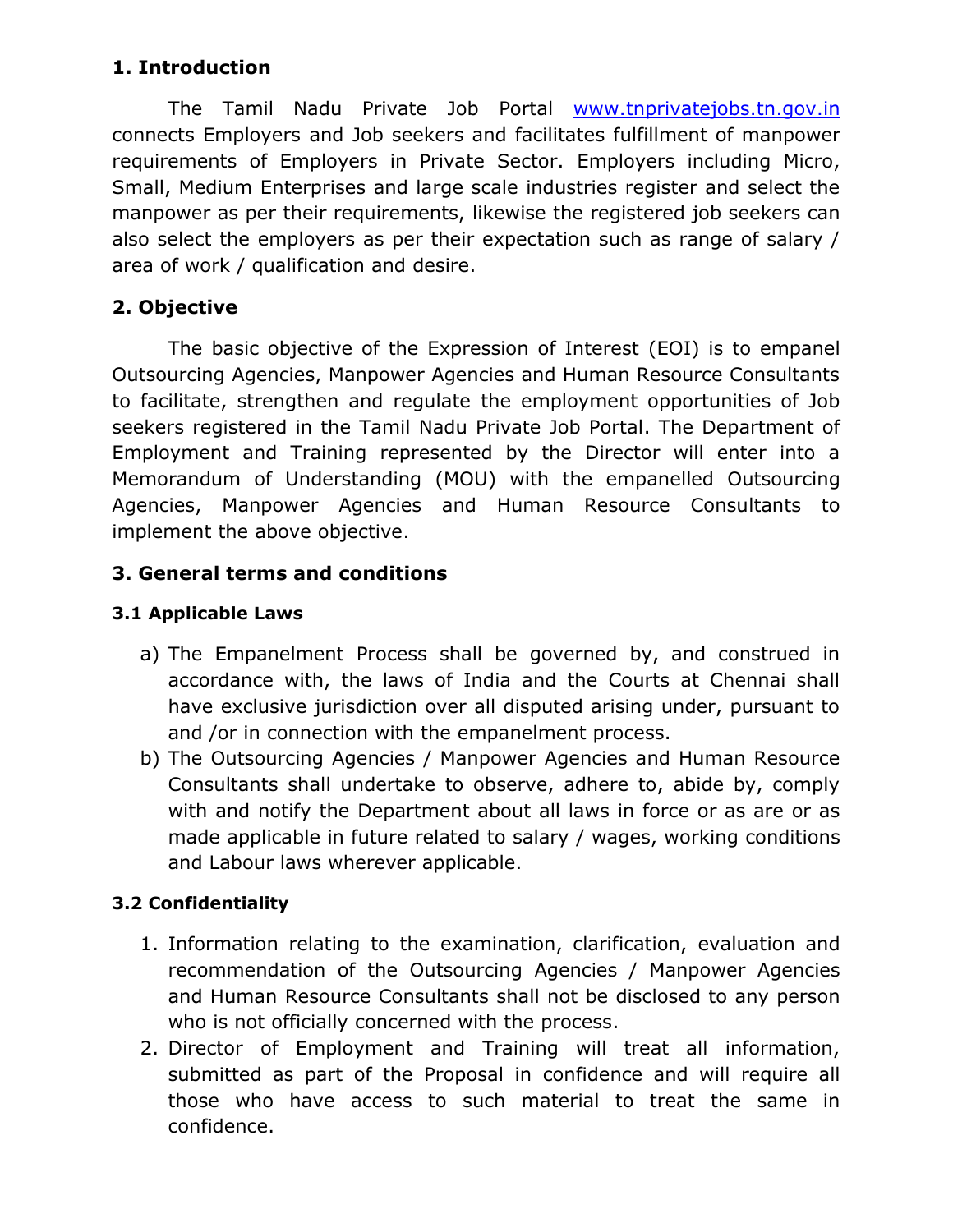## 1. Introduction

The Tamil Nadu Private Job Portal [www.tnprivatejobs.tn.gov.in](http://www.tnprivatejobs.tn.gov.in) connects Employers and Job seekers and facilitates fulfillment of manpower requirements of Employers in Private Sector. Employers including Micro, Small, Medium Enterprises and large scale industries register and select the manpower as per their requirements, likewise the registered job seekers can also select the employers as per their expectation such as range of salary / area of work / qualification and desire.

## 2. Objective

The basic objective of the Expression of Interest (EOI) is to empanel Outsourcing Agencies, Manpower Agencies and Human Resource Consultants to facilitate, strengthen and regulate the employment opportunities of Job seekers registered in the Tamil Nadu Private Job Portal. The Department of Employment and Training represented by the Director will enter into a Memorandum of Understanding (MOU) with the empanelled Outsourcing Agencies, Manpower Agencies and Human Resource Consultants to implement the above objective.

## 3. General terms and conditions

### 3.1 Applicable Laws

a) The Empanelment Process shall be governed by, and construed in accordance with, the laws of India and the Courts at Chennai shall have exclusive jurisdiction over all disputed arising under, pursuant to and /or in connection with the empanelment process.
b) The Outsourcing Agencies / Manpower Agencies and Human Resource Consultants shall undertake to observe, adhere to, abide by, comply with and notify the Department about all laws in force or as are or as made applicable in future related to salary / wages, working conditions and Labour laws wherever applicable.

### 3.2 Confidentiality

1. Information relating to the examination, clarification, evaluation and recommendation of the Outsourcing Agencies / Manpower Agencies and Human Resource Consultants shall not be disclosed to any person who is not officially concerned with the process.
2. Director of Employment and Training will treat all information, submitted as part of the Proposal in confidence and will require all those who have access to such material to treat the same in confidence.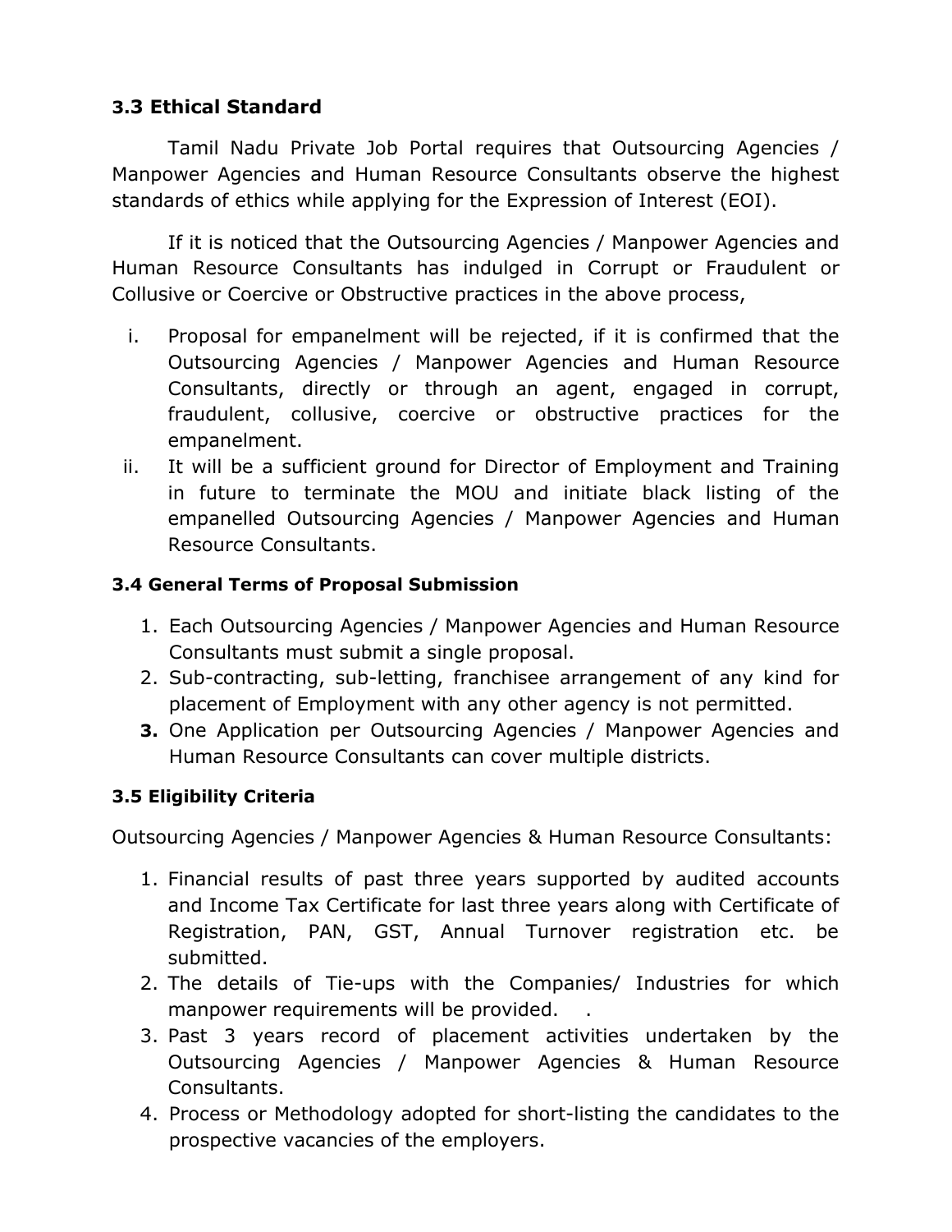### 3.3 Ethical Standard

Tamil Nadu Private Job Portal requires that Outsourcing Agencies / Manpower Agencies and Human Resource Consultants observe the highest standards of ethics while applying for the Expression of Interest (EOI).

If it is noticed that the Outsourcing Agencies / Manpower Agencies and Human Resource Consultants has indulged in Corrupt or Fraudulent or Collusive or Coercive or Obstructive practices in the above process,

i. Proposal for empanelment will be rejected, if it is confirmed that the Outsourcing Agencies / Manpower Agencies and Human Resource Consultants, directly or through an agent, engaged in corrupt, fraudulent, collusive, coercive or obstructive practices for the empanelment.
ii. It will be a sufficient ground for Director of Employment and Training in future to terminate the MOU and initiate black listing of the empanelled Outsourcing Agencies / Manpower Agencies and Human Resource Consultants.

#### 3.4 General Terms of Proposal Submission

1. Each Outsourcing Agencies / Manpower Agencies and Human Resource Consultants must submit a single proposal.
2. Sub-contracting, sub-letting, franchisee arrangement of any kind for placement of Employment with any other agency is not permitted.
3. One Application per Outsourcing Agencies / Manpower Agencies and Human Resource Consultants can cover multiple districts.

#### 3.5 Eligibility Criteria

Outsourcing Agencies / Manpower Agencies & Human Resource Consultants:

1. Financial results of past three years supported by audited accounts and Income Tax Certificate for last three years along with Certificate of Registration, PAN, GST, Annual Turnover registration etc. be submitted.
2. The details of Tie-ups with the Companies/ Industries for which manpower requirements will be provided. .
3. Past 3 years record of placement activities undertaken by the Outsourcing Agencies / Manpower Agencies & Human Resource Consultants.
4. Process or Methodology adopted for short-listing the candidates to the prospective vacancies of the employers.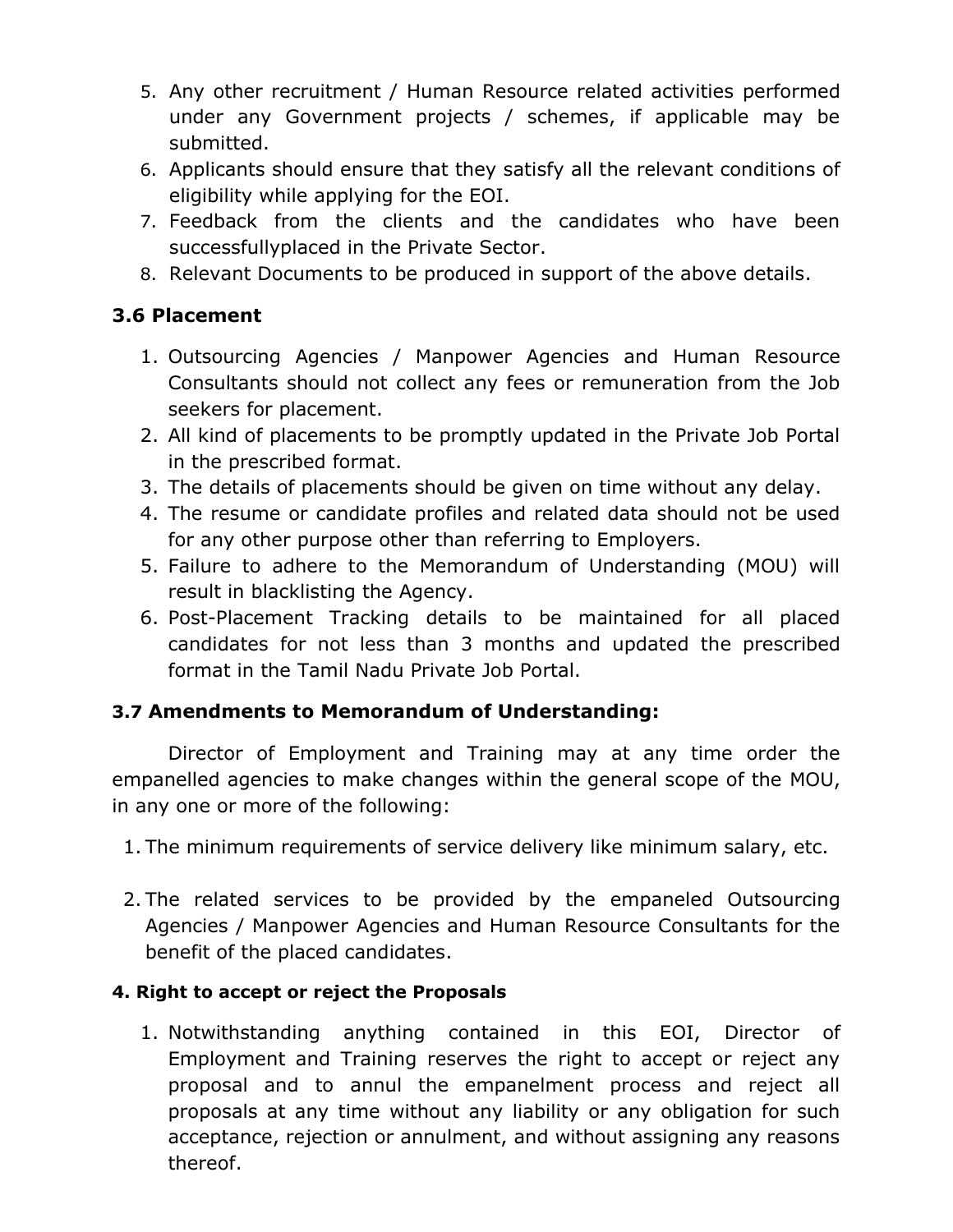5. Any other recruitment / Human Resource related activities performed under any Government projects / schemes, if applicable may be submitted.
6. Applicants should ensure that they satisfy all the relevant conditions of eligibility while applying for the EOI.
7. Feedback from the clients and the candidates who have been successfullyplaced in the Private Sector.
8. Relevant Documents to be produced in support of the above details.

### 3.6 Placement

1. Outsourcing Agencies / Manpower Agencies and Human Resource Consultants should not collect any fees or remuneration from the Job seekers for placement.
2. All kind of placements to be promptly updated in the Private Job Portal in the prescribed format.
3. The details of placements should be given on time without any delay.
4. The resume or candidate profiles and related data should not be used for any other purpose other than referring to Employers.
5. Failure to adhere to the Memorandum of Understanding (MOU) will result in blacklisting the Agency.
6. Post-Placement Tracking details to be maintained for all placed candidates for not less than 3 months and updated the prescribed format in the Tamil Nadu Private Job Portal.

### 3.7 Amendments to Memorandum of Understanding:

Director of Employment and Training may at any time order the empanelled agencies to make changes within the general scope of the MOU, in any one or more of the following:

1. The minimum requirements of service delivery like minimum salary, etc.
2. The related services to be provided by the empaneled Outsourcing Agencies / Manpower Agencies and Human Resource Consultants for the benefit of the placed candidates.

### 4. Right to accept or reject the Proposals

1. Notwithstanding anything contained in this EOI, Director of Employment and Training reserves the right to accept or reject any proposal and to annul the empanelment process and reject all proposals at any time without any liability or any obligation for such acceptance, rejection or annulment, and without assigning any reasons thereof.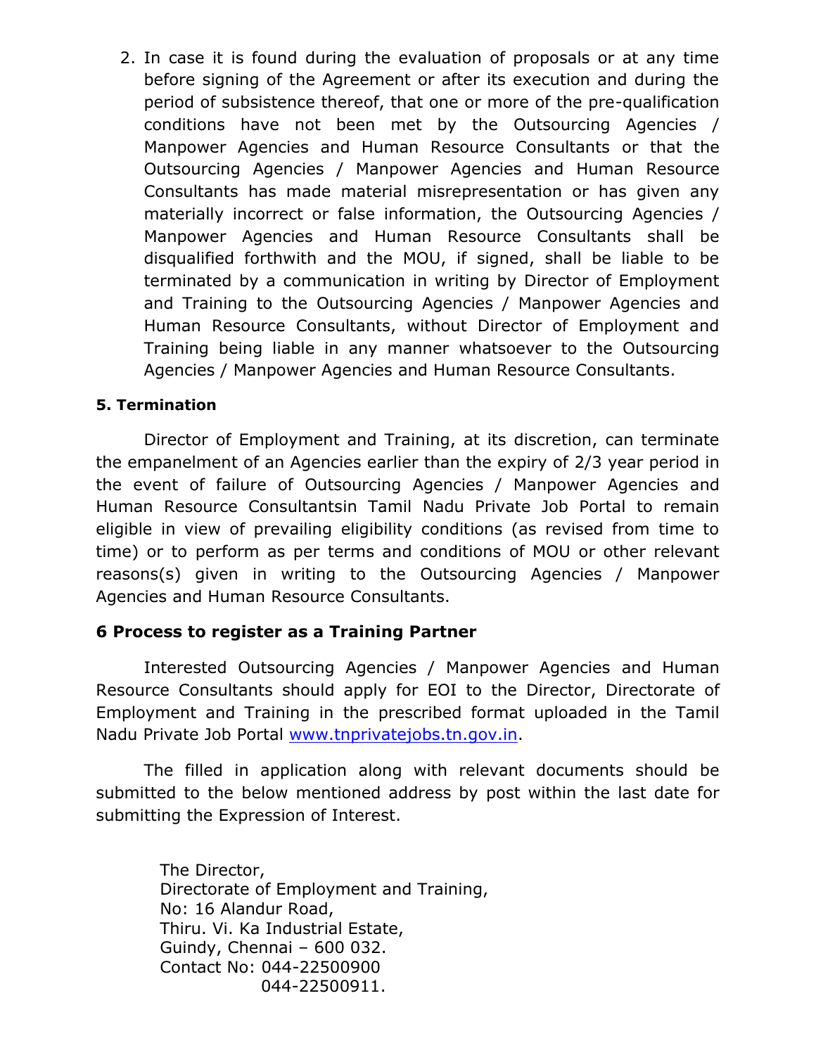2. In case it is found during the evaluation of proposals or at any time before signing of the Agreement or after its execution and during the period of subsistence thereof, that one or more of the pre-qualification conditions have not been met by the Outsourcing Agencies / Manpower Agencies and Human Resource Consultants or that the Outsourcing Agencies / Manpower Agencies and Human Resource Consultants has made material misrepresentation or has given any materially incorrect or false information, the Outsourcing Agencies / Manpower Agencies and Human Resource Consultants shall be disqualified forthwith and the MOU, if signed, shall be liable to be terminated by a communication in writing by Director of Employment and Training to the Outsourcing Agencies / Manpower Agencies and Human Resource Consultants, without Director of Employment and Training being liable in any manner whatsoever to the Outsourcing Agencies / Manpower Agencies and Human Resource Consultants.

**5. Termination**

Director of Employment and Training, at its discretion, can terminate the empanelment of an Agencies earlier than the expiry of 2/3 year period in the event of failure of Outsourcing Agencies / Manpower Agencies and Human Resource Consultantsin Tamil Nadu Private Job Portal to remain eligible in view of prevailing eligibility conditions (as revised from time to time) or to perform as per terms and conditions of MOU or other relevant reasons(s) given in writing to the Outsourcing Agencies / Manpower Agencies and Human Resource Consultants.

**6 Process to register as a Training Partner**

Interested Outsourcing Agencies / Manpower Agencies and Human Resource Consultants should apply for EOI to the Director, Directorate of Employment and Training in the prescribed format uploaded in the Tamil Nadu Private Job Portal www.tnprivatejobs.tn.gov.in.

The filled in application along with relevant documents should be submitted to the below mentioned address by post within the last date for submitting the Expression of Interest.

The Director,
Directorate of Employment and Training,
No: 16 Alandur Road,
Thiru. Vi. Ka Industrial Estate,
Guindy, Chennai – 600 032.
Contact No: 044-22500900
044-22500911.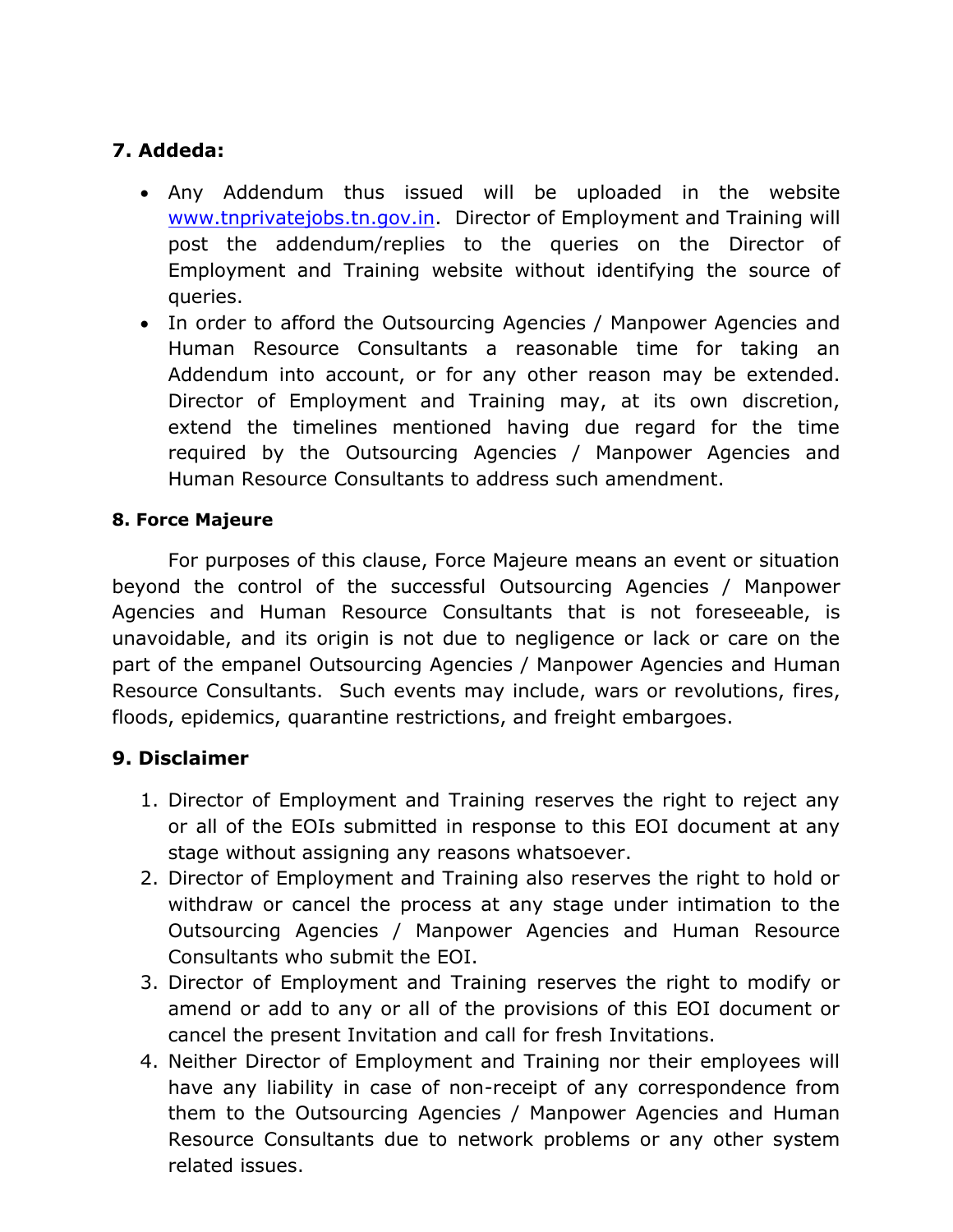## 7. Addeda:

- Any Addendum thus issued will be uploaded in the website [www.tnprivatejobs.tn.gov.in](http://www.tnprivatejobs.tn.gov.in). Director of Employment and Training will post the addendum/replies to the queries on the Director of Employment and Training website without identifying the source of queries.
- In order to afford the Outsourcing Agencies / Manpower Agencies and Human Resource Consultants a reasonable time for taking an Addendum into account, or for any other reason may be extended. Director of Employment and Training may, at its own discretion, extend the timelines mentioned having due regard for the time required by the Outsourcing Agencies / Manpower Agencies and Human Resource Consultants to address such amendment.

#### 8. Force Majeure

For purposes of this clause, Force Majeure means an event or situation beyond the control of the successful Outsourcing Agencies / Manpower Agencies and Human Resource Consultants that is not foreseeable, is unavoidable, and its origin is not due to negligence or lack or care on the part of the empanel Outsourcing Agencies / Manpower Agencies and Human Resource Consultants. Such events may include, wars or revolutions, fires, floods, epidemics, quarantine restrictions, and freight embargoes.

## 9. Disclaimer

1. Director of Employment and Training reserves the right to reject any or all of the EOIs submitted in response to this EOI document at any stage without assigning any reasons whatsoever.
2. Director of Employment and Training also reserves the right to hold or withdraw or cancel the process at any stage under intimation to the Outsourcing Agencies / Manpower Agencies and Human Resource Consultants who submit the EOI.
3. Director of Employment and Training reserves the right to modify or amend or add to any or all of the provisions of this EOI document or cancel the present Invitation and call for fresh Invitations.
4. Neither Director of Employment and Training nor their employees will have any liability in case of non-receipt of any correspondence from them to the Outsourcing Agencies / Manpower Agencies and Human Resource Consultants due to network problems or any other system related issues.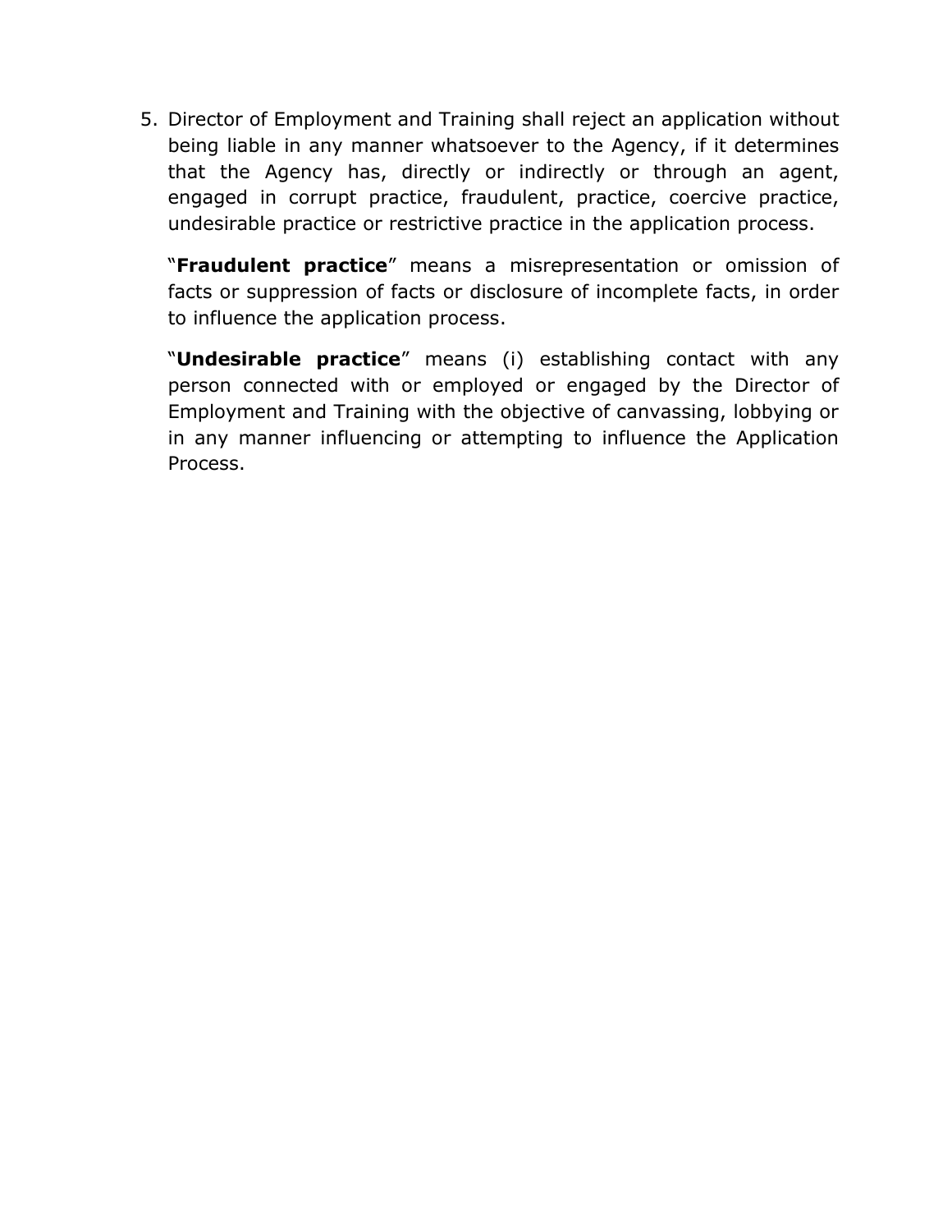5. Director of Employment and Training shall reject an application without being liable in any manner whatsoever to the Agency, if it determines that the Agency has, directly or indirectly or through an agent, engaged in corrupt practice, fraudulent, practice, coercive practice, undesirable practice or restrictive practice in the application process.

   "**Fraudulent practice**" means a misrepresentation or omission of facts or suppression of facts or disclosure of incomplete facts, in order to influence the application process.

   "**Undesirable practice**" means (i) establishing contact with any person connected with or employed or engaged by the Director of Employment and Training with the objective of canvassing, lobbying or in any manner influencing or attempting to influence the Application Process.